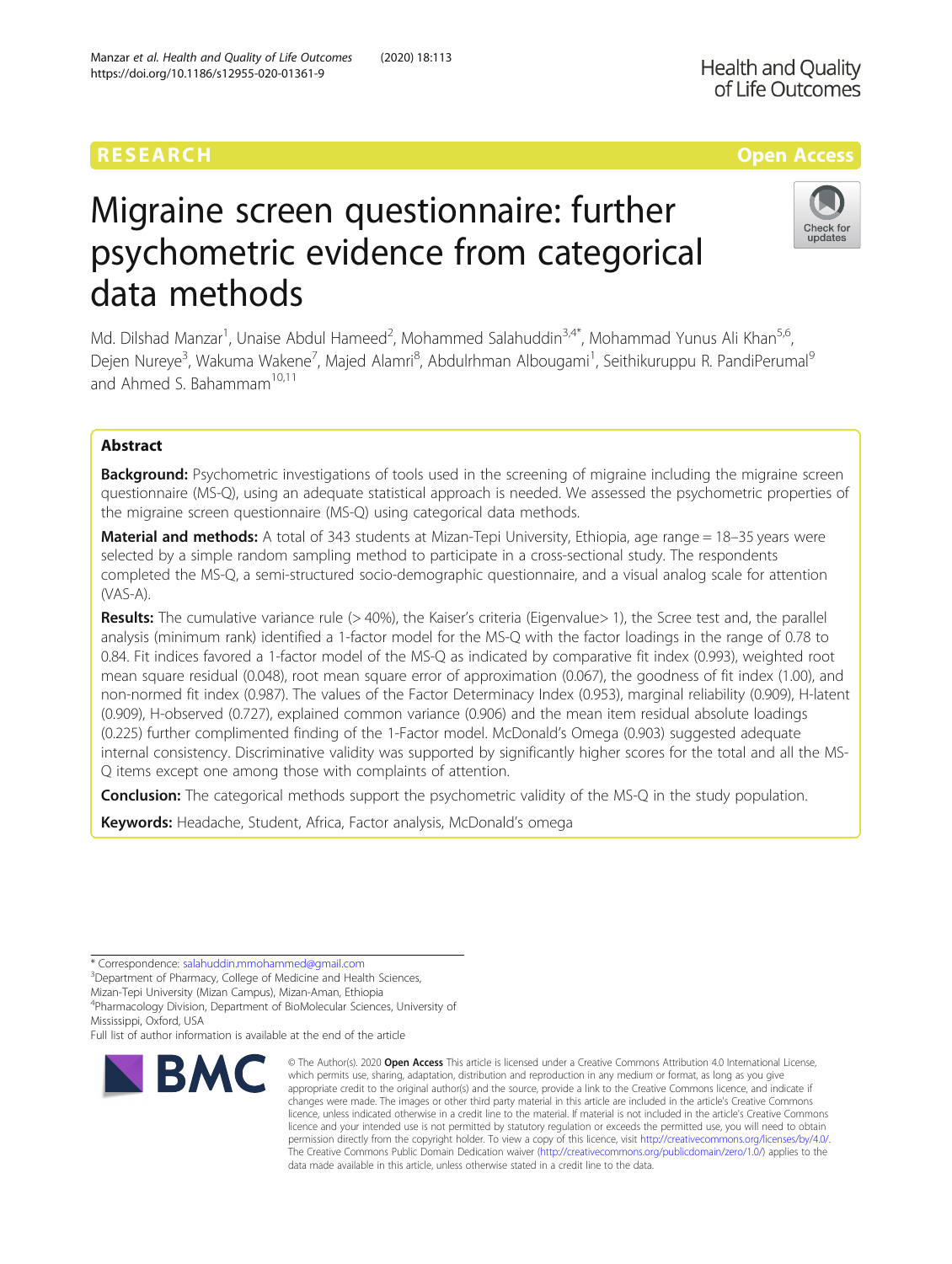RESEARCH Open Access

# Migraine screen questionnaire: further psychometric evidence from categorical data methods

Md. Dilshad Manzar[1], Unaise Abdul Hameed[2], Mohammed Salahuddin[3,4*], Mohammad Yunus Ali Khan[5,6], Dejen Nureye[3], Wakuma Wakene[7], Majed Alamri[8], Abdulrhman Albougami[1], Seithikuruppu R. PandiPerumal[9] and Ahmed S. Bahammam[10,11]

## Abstract

**Background:** Psychometric investigations of tools used in the screening of migraine including the migraine screen questionnaire (MS-Q), using an adequate statistical approach is needed. We assessed the psychometric properties of the migraine screen questionnaire (MS-Q) using categorical data methods.

**Material and methods:** A total of 343 students at Mizan-Tepi University, Ethiopia, age range = 18–35 years were selected by a simple random sampling method to participate in a cross-sectional study. The respondents completed the MS-Q, a semi-structured socio-demographic questionnaire, and a visual analog scale for attention (VAS-A).

**Results:** The cumulative variance rule (> 40%), the Kaiser's criteria (Eigenvalue> 1), the Scree test and, the parallel analysis (minimum rank) identified a 1-factor model for the MS-Q with the factor loadings in the range of 0.78 to 0.84. Fit indices favored a 1-factor model of the MS-Q as indicated by comparative fit index (0.993), weighted root mean square residual (0.048), root mean square error of approximation (0.067), the goodness of fit index (1.00), and non-normed fit index (0.987). The values of the Factor Determinacy Index (0.953), marginal reliability (0.909), H-latent (0.909), H-observed (0.727), explained common variance (0.906) and the mean item residual absolute loadings (0.225) further complimented finding of the 1-Factor model. McDonald's Omega (0.903) suggested adequate internal consistency. Discriminative validity was supported by significantly higher scores for the total and all the MS-Q items except one among those with complaints of attention.

**Conclusion:** The categorical methods support the psychometric validity of the MS-Q in the study population.

**Keywords:** Headache, Student, Africa, Factor analysis, McDonald's omega

---

\* Correspondence: salahuddin.mmohammed@gmail.com
[3]Department of Pharmacy, College of Medicine and Health Sciences, Mizan-Tepi University (Mizan Campus), Mizan-Aman, Ethiopia
[4]Pharmacology Division, Department of BioMolecular Sciences, University of Mississippi, Oxford, USA
Full list of author information is available at the end of the article

© The Author(s). 2020 **Open Access** This article is licensed under a Creative Commons Attribution 4.0 International License, which permits use, sharing, adaptation, distribution and reproduction in any medium or format, as long as you give appropriate credit to the original author(s) and the source, provide a link to the Creative Commons licence, and indicate if changes were made. The images or other third party material in this article are included in the article's Creative Commons licence, unless indicated otherwise in a credit line to the material. If material is not included in the article's Creative Commons licence and your intended use is not permitted by statutory regulation or exceeds the permitted use, you will need to obtain permission directly from the copyright holder. To view a copy of this licence, visit http://creativecommons.org/licenses/by/4.0/. The Creative Commons Public Domain Dedication waiver (http://creativecommons.org/publicdomain/zero/1.0/) applies to the data made available in this article, unless otherwise stated in a credit line to the data.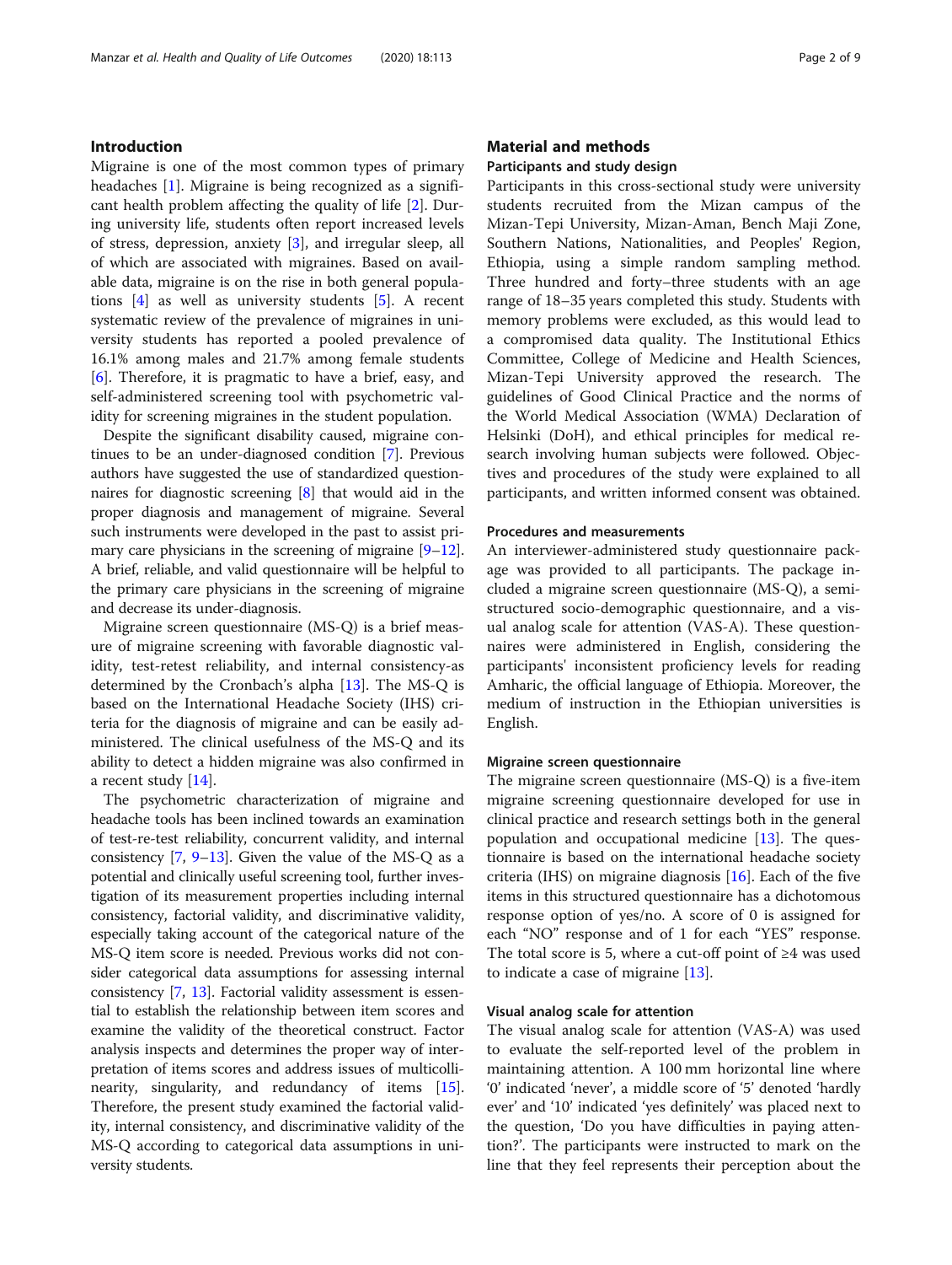## Introduction

Migraine is one of the most common types of primary headaches [1]. Migraine is being recognized as a significant health problem affecting the quality of life [2]. During university life, students often report increased levels of stress, depression, anxiety [3], and irregular sleep, all of which are associated with migraines. Based on available data, migraine is on the rise in both general populations [4] as well as university students [5]. A recent systematic review of the prevalence of migraines in university students has reported a pooled prevalence of 16.1% among males and 21.7% among female students [6]. Therefore, it is pragmatic to have a brief, easy, and self-administered screening tool with psychometric validity for screening migraines in the student population.

Despite the significant disability caused, migraine continues to be an under-diagnosed condition [7]. Previous authors have suggested the use of standardized questionnaires for diagnostic screening [8] that would aid in the proper diagnosis and management of migraine. Several such instruments were developed in the past to assist primary care physicians in the screening of migraine [9–12]. A brief, reliable, and valid questionnaire will be helpful to the primary care physicians in the screening of migraine and decrease its under-diagnosis.

Migraine screen questionnaire (MS-Q) is a brief measure of migraine screening with favorable diagnostic validity, test-retest reliability, and internal consistency-as determined by the Cronbach's alpha [13]. The MS-Q is based on the International Headache Society (IHS) criteria for the diagnosis of migraine and can be easily administered. The clinical usefulness of the MS-Q and its ability to detect a hidden migraine was also confirmed in a recent study [14].

The psychometric characterization of migraine and headache tools has been inclined towards an examination of test-re-test reliability, concurrent validity, and internal consistency [7, 9–13]. Given the value of the MS-Q as a potential and clinically useful screening tool, further investigation of its measurement properties including internal consistency, factorial validity, and discriminative validity, especially taking account of the categorical nature of the MS-Q item score is needed. Previous works did not consider categorical data assumptions for assessing internal consistency [7, 13]. Factorial validity assessment is essential to establish the relationship between item scores and examine the validity of the theoretical construct. Factor analysis inspects and determines the proper way of interpretation of items scores and address issues of multicollinearity, singularity, and redundancy of items [15]. Therefore, the present study examined the factorial validity, internal consistency, and discriminative validity of the MS-Q according to categorical data assumptions in university students.

## Material and methods

### Participants and study design

Participants in this cross-sectional study were university students recruited from the Mizan campus of the Mizan-Tepi University, Mizan-Aman, Bench Maji Zone, Southern Nations, Nationalities, and Peoples' Region, Ethiopia, using a simple random sampling method. Three hundred and forty–three students with an age range of 18–35 years completed this study. Students with memory problems were excluded, as this would lead to a compromised data quality. The Institutional Ethics Committee, College of Medicine and Health Sciences, Mizan-Tepi University approved the research. The guidelines of Good Clinical Practice and the norms of the World Medical Association (WMA) Declaration of Helsinki (DoH), and ethical principles for medical research involving human subjects were followed. Objectives and procedures of the study were explained to all participants, and written informed consent was obtained.

### Procedures and measurements

An interviewer-administered study questionnaire package was provided to all participants. The package included a migraine screen questionnaire (MS-Q), a semi-structured socio-demographic questionnaire, and a visual analog scale for attention (VAS-A). These questionnaires were administered in English, considering the participants' inconsistent proficiency levels for reading Amharic, the official language of Ethiopia. Moreover, the medium of instruction in the Ethiopian universities is English.

### Migraine screen questionnaire

The migraine screen questionnaire (MS-Q) is a five-item migraine screening questionnaire developed for use in clinical practice and research settings both in the general population and occupational medicine [13]. The questionnaire is based on the international headache society criteria (IHS) on migraine diagnosis [16]. Each of the five items in this structured questionnaire has a dichotomous response option of yes/no. A score of 0 is assigned for each "NO" response and of 1 for each "YES" response. The total score is 5, where a cut-off point of ≥4 was used to indicate a case of migraine [13].

### Visual analog scale for attention

The visual analog scale for attention (VAS-A) was used to evaluate the self-reported level of the problem in maintaining attention. A 100 mm horizontal line where '0' indicated 'never', a middle score of '5' denoted 'hardly ever' and '10' indicated 'yes definitely' was placed next to the question, 'Do you have difficulties in paying attention?'. The participants were instructed to mark on the line that they feel represents their perception about the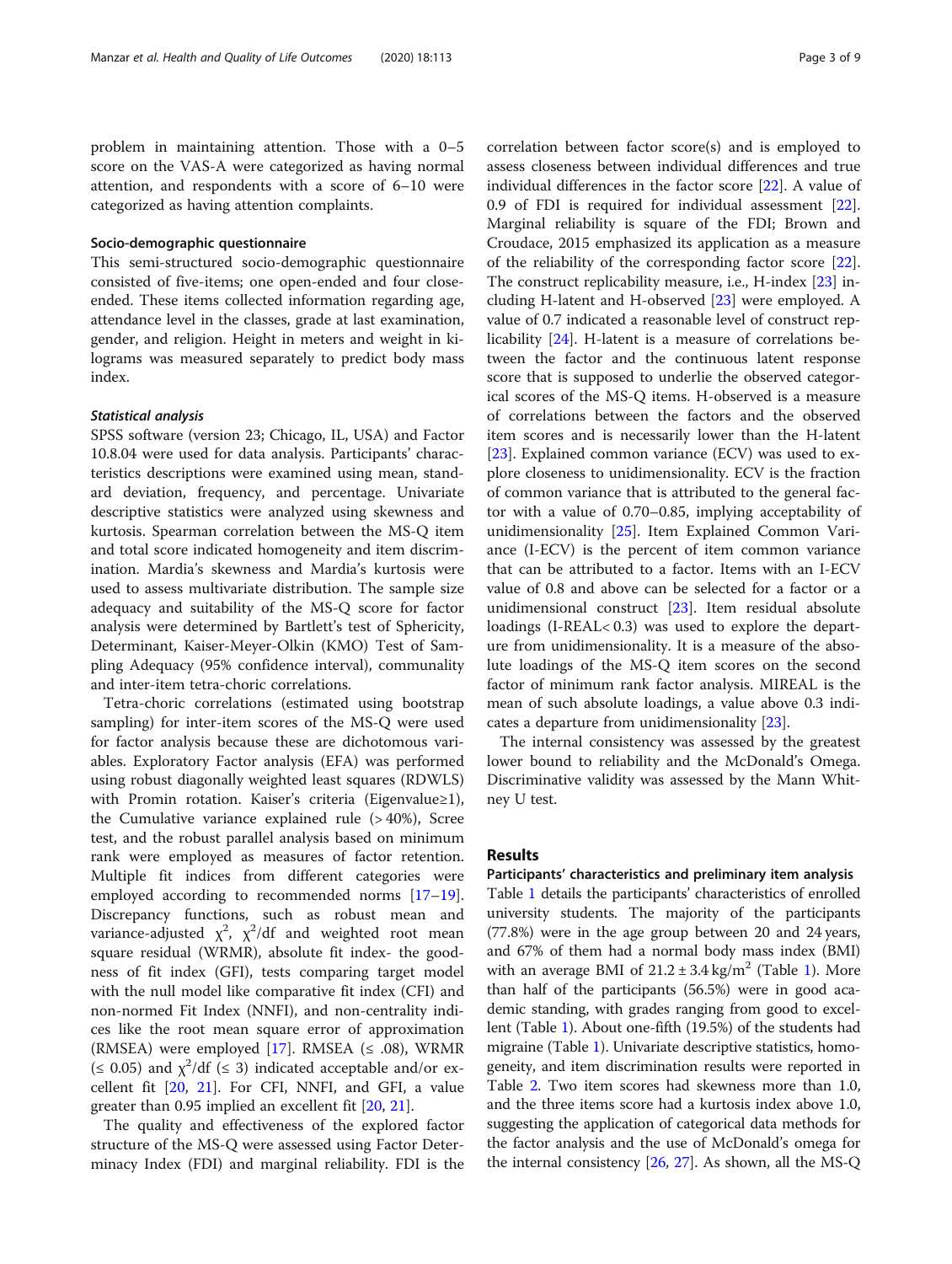problem in maintaining attention. Those with a 0–5 score on the VAS-A were categorized as having normal attention, and respondents with a score of 6–10 were categorized as having attention complaints.

### Socio-demographic questionnaire

This semi-structured socio-demographic questionnaire consisted of five-items; one open-ended and four close-ended. These items collected information regarding age, attendance level in the classes, grade at last examination, gender, and religion. Height in meters and weight in kilograms was measured separately to predict body mass index.

#### *Statistical analysis*

SPSS software (version 23; Chicago, IL, USA) and Factor 10.8.04 were used for data analysis. Participants' characteristics descriptions were examined using mean, standard deviation, frequency, and percentage. Univariate descriptive statistics were analyzed using skewness and kurtosis. Spearman correlation between the MS-Q item and total score indicated homogeneity and item discrimination. Mardia's skewness and Mardia's kurtosis were used to assess multivariate distribution. The sample size adequacy and suitability of the MS-Q score for factor analysis were determined by Bartlett's test of Sphericity, Determinant, Kaiser-Meyer-Olkin (KMO) Test of Sampling Adequacy (95% confidence interval), communality and inter-item tetra-choric correlations.

Tetra-choric correlations (estimated using bootstrap sampling) for inter-item scores of the MS-Q were used for factor analysis because these are dichotomous variables. Exploratory Factor analysis (EFA) was performed using robust diagonally weighted least squares (RDWLS) with Promin rotation. Kaiser's criteria (Eigenvalue≥1), the Cumulative variance explained rule (> 40%), Scree test, and the robust parallel analysis based on minimum rank were employed as measures of factor retention. Multiple fit indices from different categories were employed according to recommended norms [17–19]. Discrepancy functions, such as robust mean and variance-adjusted $\chi^2$, $\chi^2$/df and weighted root mean square residual (WRMR), absolute fit index- the goodness of fit index (GFI), tests comparing target model with the null model like comparative fit index (CFI) and non-normed Fit Index (NNFI), and non-centrality indices like the root mean square error of approximation (RMSEA) were employed [17]. RMSEA (≤ .08), WRMR (≤ 0.05) and $\chi^2$/df (≤ 3) indicated acceptable and/or excellent fit [20, 21]. For CFI, NNFI, and GFI, a value greater than 0.95 implied an excellent fit [20, 21].

The quality and effectiveness of the explored factor structure of the MS-Q were assessed using Factor Determinacy Index (FDI) and marginal reliability. FDI is the correlation between factor score(s) and is employed to assess closeness between individual differences and true individual differences in the factor score [22]. A value of 0.9 of FDI is required for individual assessment [22]. Marginal reliability is square of the FDI; Brown and Croudace, 2015 emphasized its application as a measure of the reliability of the corresponding factor score [22]. The construct replicability measure, i.e., H-index [23] including H-latent and H-observed [23] were employed. A value of 0.7 indicated a reasonable level of construct replicability [24]. H-latent is a measure of correlations between the factor and the continuous latent response score that is supposed to underlie the observed categorical scores of the MS-Q items. H-observed is a measure of correlations between the factors and the observed item scores and is necessarily lower than the H-latent [23]. Explained common variance (ECV) was used to explore closeness to unidimensionality. ECV is the fraction of common variance that is attributed to the general factor with a value of 0.70–0.85, implying acceptability of unidimensionality [25]. Item Explained Common Variance (I-ECV) is the percent of item common variance that can be attributed to a factor. Items with an I-ECV value of 0.8 and above can be selected for a factor or a unidimensional construct [23]. Item residual absolute loadings (I-REAL< 0.3) was used to explore the departure from unidimensionality. It is a measure of the absolute loadings of the MS-Q item scores on the second factor of minimum rank factor analysis. MIREAL is the mean of such absolute loadings, a value above 0.3 indicates a departure from unidimensionality [23].

The internal consistency was assessed by the greatest lower bound to reliability and the McDonald's Omega. Discriminative validity was assessed by the Mann Whitney U test.

## Results

### Participants' characteristics and preliminary item analysis

Table 1 details the participants' characteristics of enrolled university students. The majority of the participants (77.8%) were in the age group between 20 and 24 years, and 67% of them had a normal body mass index (BMI) with an average BMI of 21.2 ± 3.4 kg/m$^2$ (Table 1). More than half of the participants (56.5%) were in good academic standing, with grades ranging from good to excellent (Table 1). About one-fifth (19.5%) of the students had migraine (Table 1). Univariate descriptive statistics, homogeneity, and item discrimination results were reported in Table 2. Two item scores had skewness more than 1.0, and the three items score had a kurtosis index above 1.0, suggesting the application of categorical data methods for the factor analysis and the use of McDonald's omega for the internal consistency [26, 27]. As shown, all the MS-Q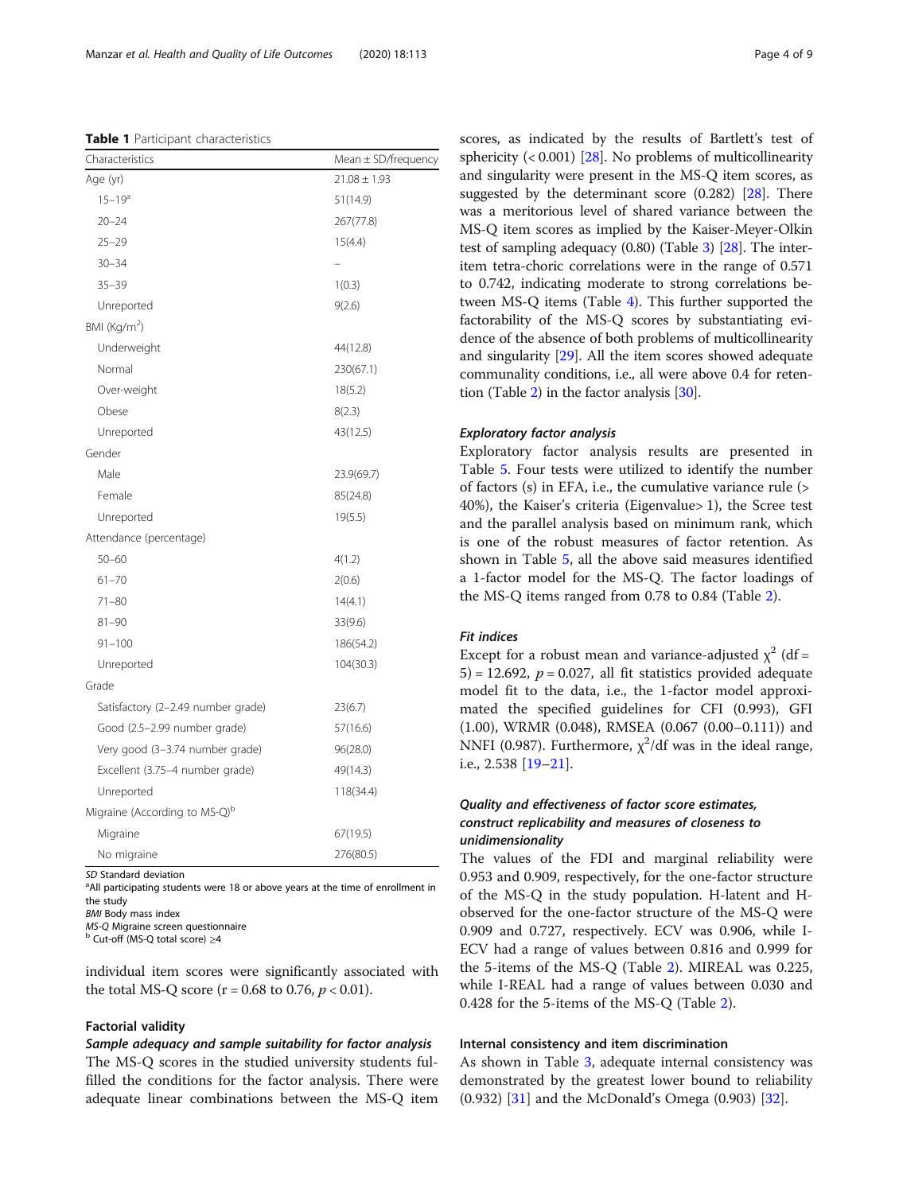**Table 1** Participant characteristics

| Characteristics | Mean ± SD/frequency |
|---|---|
| Age (yr) | 21.08 ± 1.93 |
| 15–19[a] | 51(14.9) |
| 20–24 | 267(77.8) |
| 25–29 | 15(4.4) |
| 30–34 | – |
| 35–39 | 1(0.3) |
| Unreported | 9(2.6) |
| BMI (Kg/m$^2$) | |
| Underweight | 44(12.8) |
| Normal | 230(67.1) |
| Over-weight | 18(5.2) |
| Obese | 8(2.3) |
| Unreported | 43(12.5) |
| Gender | |
| Male | 23.9(69.7) |
| Female | 85(24.8) |
| Unreported | 19(5.5) |
| Attendance (percentage) | |
| 50–60 | 4(1.2) |
| 61–70 | 2(0.6) |
| 71–80 | 14(4.1) |
| 81–90 | 33(9.6) |
| 91–100 | 186(54.2) |
| Unreported | 104(30.3) |
| Grade | |
| Satisfactory (2–2.49 number grade) | 23(6.7) |
| Good (2.5–2.99 number grade) | 57(16.6) |
| Very good (3–3.74 number grade) | 96(28.0) |
| Excellent (3.75–4 number grade) | 49(14.3) |
| Unreported | 118(34.4) |
| Migraine (According to MS-Q)[b] | |
| Migraine | 67(19.5) |
| No migraine | 276(80.5) |

*SD* Standard deviation
[a]All participating students were 18 or above years at the time of enrollment in the study
*BMI* Body mass index
*MS-Q* Migraine screen questionnaire
[b] Cut-off (MS-Q total score) ≥4

individual item scores were significantly associated with the total MS-Q score (r = 0.68 to 0.76, $p < 0.01$).

### Factorial validity

#### *Sample adequacy and sample suitability for factor analysis*

The MS-Q scores in the studied university students fulfilled the conditions for the factor analysis. There were adequate linear combinations between the MS-Q item scores, as indicated by the results of Bartlett's test of sphericity (< 0.001) [28]. No problems of multicollinearity and singularity were present in the MS-Q item scores, as suggested by the determinant score (0.282) [28]. There was a meritorious level of shared variance between the MS-Q item scores as implied by the Kaiser-Meyer-Olkin test of sampling adequacy (0.80) (Table 3) [28]. The inter-item tetra-choric correlations were in the range of 0.571 to 0.742, indicating moderate to strong correlations between MS-Q items (Table 4). This further supported the factorability of the MS-Q scores by substantiating evidence of the absence of both problems of multicollinearity and singularity [29]. All the item scores showed adequate communality conditions, i.e., all were above 0.4 for retention (Table 2) in the factor analysis [30].

#### *Exploratory factor analysis*

Exploratory factor analysis results are presented in Table 5. Four tests were utilized to identify the number of factors (s) in EFA, i.e., the cumulative variance rule (> 40%), the Kaiser's criteria (Eigenvalue> 1), the Scree test and the parallel analysis based on minimum rank, which is one of the robust measures of factor retention. As shown in Table 5, all the above said measures identified a 1-factor model for the MS-Q. The factor loadings of the MS-Q items ranged from 0.78 to 0.84 (Table 2).

#### *Fit indices*

Except for a robust mean and variance-adjusted $\chi^2$ (df = 5) = 12.692, $p = 0.027$, all fit statistics provided adequate model fit to the data, i.e., the 1-factor model approximated the specified guidelines for CFI (0.993), GFI (1.00), WRMR (0.048), RMSEA (0.067 (0.00–0.111)) and NNFI (0.987). Furthermore, $\chi^2$/df was in the ideal range, i.e., 2.538 [19–21].

#### *Quality and effectiveness of factor score estimates, construct replicability and measures of closeness to unidimensionality*

The values of the FDI and marginal reliability were 0.953 and 0.909, respectively, for the one-factor structure of the MS-Q in the study population. H-latent and H-observed for the one-factor structure of the MS-Q were 0.909 and 0.727, respectively. ECV was 0.906, while I-ECV had a range of values between 0.816 and 0.999 for the 5-items of the MS-Q (Table 2). MIREAL was 0.225, while I-REAL had a range of values between 0.030 and 0.428 for the 5-items of the MS-Q (Table 2).

### Internal consistency and item discrimination

As shown in Table 3, adequate internal consistency was demonstrated by the greatest lower bound to reliability (0.932) [31] and the McDonald's Omega (0.903) [32].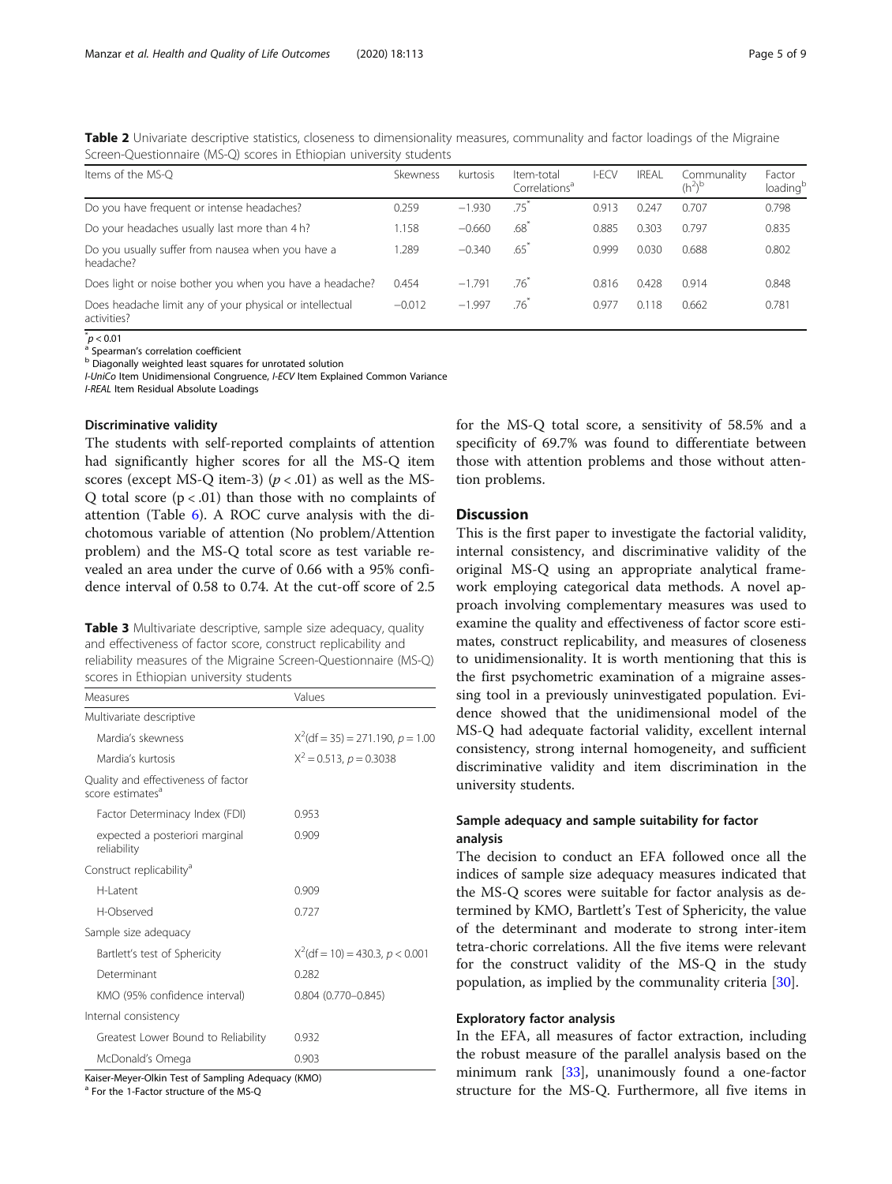**Table 2** Univariate descriptive statistics, closeness to dimensionality measures, communality and factor loadings of the Migraine Screen-Questionnaire (MS-Q) scores in Ethiopian university students

| Items of the MS-Q | Skewness | kurtosis | Item-total Correlations[a] | I-ECV | IREAL | Communality $(h^2)$[b] | Factor loading[b] |
|---|---|---|---|---|---|---|---|
| Do you have frequent or intense headaches? | 0.259 | −1.930 | .75* | 0.913 | 0.247 | 0.707 | 0.798 |
| Do your headaches usually last more than 4 h? | 1.158 | −0.660 | .68* | 0.885 | 0.303 | 0.797 | 0.835 |
| Do you usually suffer from nausea when you have a headache? | 1.289 | −0.340 | .65* | 0.999 | 0.030 | 0.688 | 0.802 |
| Does light or noise bother you when you have a headache? | 0.454 | −1.791 | .76* | 0.816 | 0.428 | 0.914 | 0.848 |
| Does headache limit any of your physical or intellectual activities? | −0.012 | −1.997 | .76* | 0.977 | 0.118 | 0.662 | 0.781 |

*$p < 0.01$
[a] Spearman's correlation coefficient
[b] Diagonally weighted least squares for unrotated solution
*I-UniCo* Item Unidimensional Congruence, *I-ECV* Item Explained Common Variance
*I-REAL* Item Residual Absolute Loadings

### Discriminative validity

The students with self-reported complaints of attention had significantly higher scores for all the MS-Q item scores (except MS-Q item-3) ($p < .01$) as well as the MS-Q total score ($p < .01$) than those with no complaints of attention (Table 6). A ROC curve analysis with the dichotomous variable of attention (No problem/Attention problem) and the MS-Q total score as test variable revealed an area under the curve of 0.66 with a 95% confidence interval of 0.58 to 0.74. At the cut-off score of 2.5 for the MS-Q total score, a sensitivity of 58.5% and a specificity of 69.7% was found to differentiate between those with attention problems and those without attention problems.

**Table 3** Multivariate descriptive, sample size adequacy, quality and effectiveness of factor score, construct replicability and reliability measures of the Migraine Screen-Questionnaire (MS-Q) scores in Ethiopian university students

| Measures | Values |
|---|---|
| Multivariate descriptive | |
| Mardia's skewness | $X^2(df = 35) = 271.190$, $p = 1.00$ |
| Mardia's kurtosis | $X^2 = 0.513$, $p = 0.3038$ |
| Quality and effectiveness of factor score estimates[a] | |
| Factor Determinacy Index (FDI) | 0.953 |
| expected a posteriori marginal reliability | 0.909 |
| Construct replicability[a] | |
| H-Latent | 0.909 |
| H-Observed | 0.727 |
| Sample size adequacy | |
| Bartlett's test of Sphericity | $X^2(df = 10) = 430.3$, $p < 0.001$ |
| Determinant | 0.282 |
| KMO (95% confidence interval) | 0.804 (0.770–0.845) |
| Internal consistency | |
| Greatest Lower Bound to Reliability | 0.932 |
| McDonald's Omega | 0.903 |

Kaiser-Meyer-Olkin Test of Sampling Adequacy (KMO)
[a] For the 1-Factor structure of the MS-Q

## Discussion

This is the first paper to investigate the factorial validity, internal consistency, and discriminative validity of the original MS-Q using an appropriate analytical framework employing categorical data methods. A novel approach involving complementary measures was used to examine the quality and effectiveness of factor score estimates, construct replicability, and measures of closeness to unidimensionality. It is worth mentioning that this is the first psychometric examination of a migraine assessing tool in a previously uninvestigated population. Evidence showed that the unidimensional model of the MS-Q had adequate factorial validity, excellent internal consistency, strong internal homogeneity, and sufficient discriminative validity and item discrimination in the university students.

### Sample adequacy and sample suitability for factor analysis

The decision to conduct an EFA followed once all the indices of sample size adequacy measures indicated that the MS-Q scores were suitable for factor analysis as determined by KMO, Bartlett's Test of Sphericity, the value of the determinant and moderate to strong inter-item tetra-choric correlations. All the five items were relevant for the construct validity of the MS-Q in the study population, as implied by the communality criteria [30].

### Exploratory factor analysis

In the EFA, all measures of factor extraction, including the robust measure of the parallel analysis based on the minimum rank [33], unanimously found a one-factor structure for the MS-Q. Furthermore, all five items in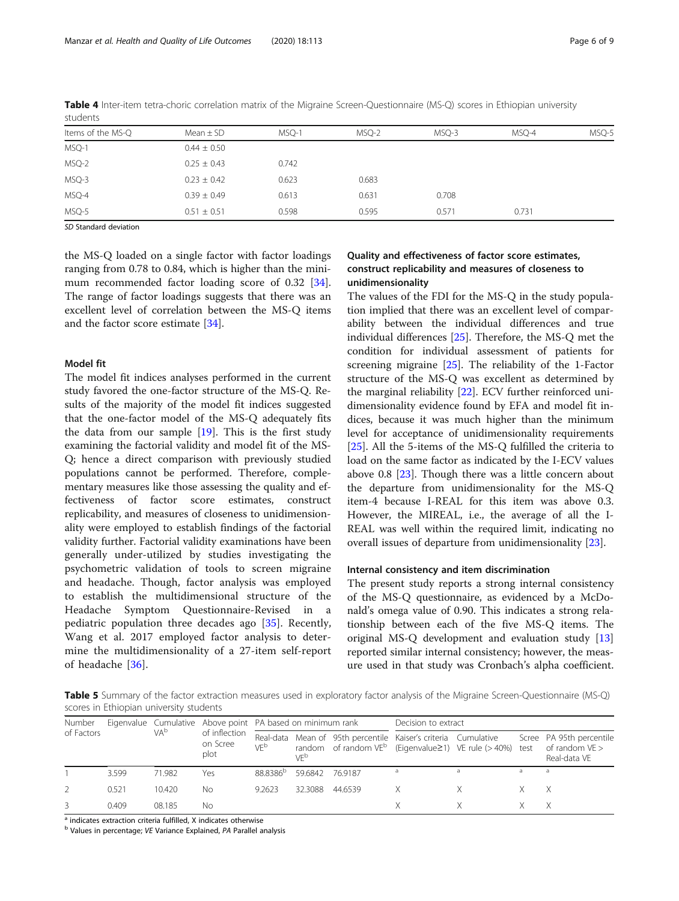**Table 4** Inter-item tetra-choric correlation matrix of the Migraine Screen-Questionnaire (MS-Q) scores in Ethiopian university students

| Items of the MS-Q | Mean ± SD | MSQ-1 | MSQ-2 | MSQ-3 | MSQ-4 | MSQ-5 |
|---|---|---|---|---|---|---|
| MSQ-1 | 0.44 ± 0.50 | | | | | |
| MSQ-2 | 0.25 ± 0.43 | 0.742 | | | | |
| MSQ-3 | 0.23 ± 0.42 | 0.623 | 0.683 | | | |
| MSQ-4 | 0.39 ± 0.49 | 0.613 | 0.631 | 0.708 | | |
| MSQ-5 | 0.51 ± 0.51 | 0.598 | 0.595 | 0.571 | 0.731 | |

*SD* Standard deviation

the MS-Q loaded on a single factor with factor loadings ranging from 0.78 to 0.84, which is higher than the minimum recommended factor loading score of 0.32 [34]. The range of factor loadings suggests that there was an excellent level of correlation between the MS-Q items and the factor score estimate [34].

### Model fit

The model fit indices analyses performed in the current study favored the one-factor structure of the MS-Q. Results of the majority of the model fit indices suggested that the one-factor model of the MS-Q adequately fits the data from our sample [19]. This is the first study examining the factorial validity and model fit of the MS-Q; hence a direct comparison with previously studied populations cannot be performed. Therefore, complementary measures like those assessing the quality and effectiveness of factor score estimates, construct replicability, and measures of closeness to unidimensionality were employed to establish findings of the factorial validity further. Factorial validity examinations have been generally under-utilized by studies investigating the psychometric validation of tools to screen migraine and headache. Though, factor analysis was employed to establish the multidimensional structure of the Headache Symptom Questionnaire-Revised in a pediatric population three decades ago [35]. Recently, Wang et al. 2017 employed factor analysis to determine the multidimensionality of a 27-item self-report of headache [36].

### Quality and effectiveness of factor score estimates, construct replicability and measures of closeness to unidimensionality

The values of the FDI for the MS-Q in the study population implied that there was an excellent level of comparability between the individual differences and true individual differences [25]. Therefore, the MS-Q met the condition for individual assessment of patients for screening migraine [25]. The reliability of the 1-Factor structure of the MS-Q was excellent as determined by the marginal reliability [22]. ECV further reinforced unidimensionality evidence found by EFA and model fit indices, because it was much higher than the minimum level for acceptance of unidimensionality requirements [25]. All the 5-items of the MS-Q fulfilled the criteria to load on the same factor as indicated by the I-ECV values above 0.8 [23]. Though there was a little concern about the departure from unidimensionality for the MS-Q item-4 because I-REAL for this item was above 0.3. However, the MIREAL, i.e., the average of all the I-REAL was well within the required limit, indicating no overall issues of departure from unidimensionality [23].

### Internal consistency and item discrimination

The present study reports a strong internal consistency of the MS-Q questionnaire, as evidenced by a McDonald's omega value of 0.90. This indicates a strong relationship between each of the five MS-Q items. The original MS-Q development and evaluation study [13] reported similar internal consistency; however, the measure used in that study was Cronbach's alpha coefficient.

**Table 5** Summary of the factor extraction measures used in exploratory factor analysis of the Migraine Screen-Questionnaire (MS-Q) scores in Ethiopian university students

| Number of Factors | Eigenvalue | Cumulative VA[b] | Above point of inflection on Scree plot | PA based on minimum rank | | | Decision to extract | | | |
|---|---|---|---|---|---|---|---|---|---|---|
| | | | | Real-data VE[b] | Mean of random VE[b] | 95th percentile of random VE[b] | Kaiser's criteria (Eigenvalue≥1) | Cumulative VE rule (> 40%) | Scree test | PA 95th percentile of random VE > Real-data VE |
| 1 | 3.599 | 71.982 | Yes | 88.8386[b] | 59.6842 | 76.9187 | [a] | [a] | [a] | [a] |
| 2 | 0.521 | 10.420 | No | 9.2623 | 32.3088 | 44.6539 | X | X | X | X |
| 3 | 0.409 | 08.185 | No | | | | X | X | X | X |

[a] indicates extraction criteria fulfilled, X indicates otherwise
[b] Values in percentage; *VE* Variance Explained, *PA* Parallel analysis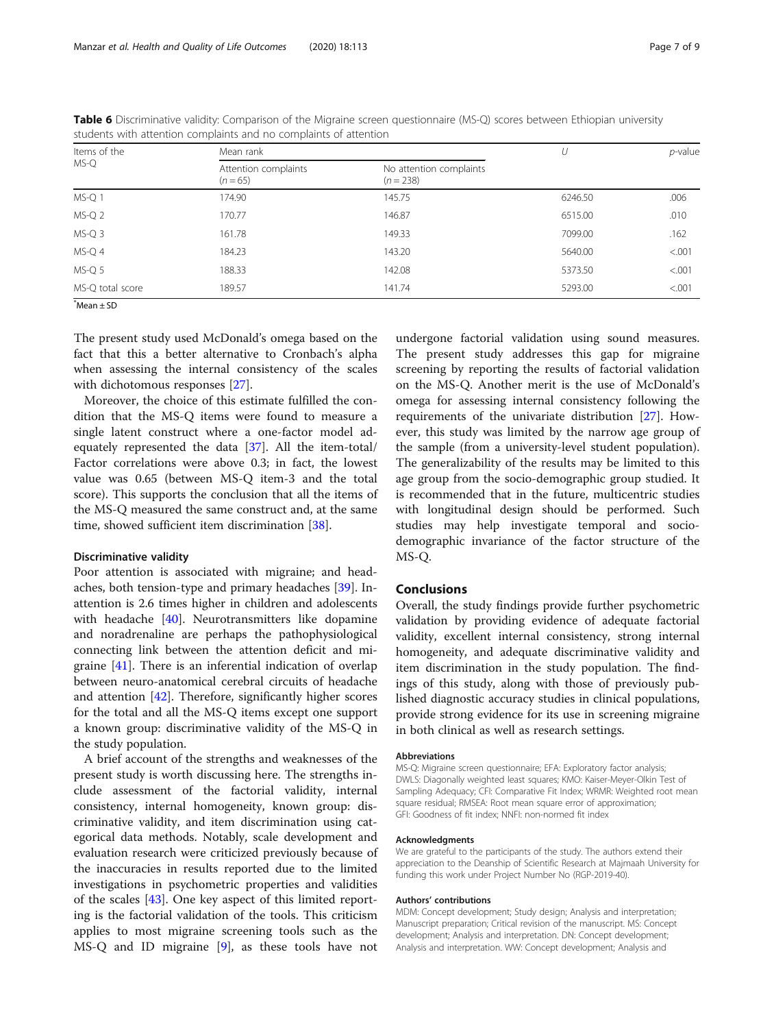**Table 6** Discriminative validity: Comparison of the Migraine screen questionnaire (MS-Q) scores between Ethiopian university students with attention complaints and no complaints of attention

| Items of the MS-Q | Mean rank | | *U* | *p*-value |
|---|---|---|---|---|
| | Attention complaints ($n = 65$) | No attention complaints ($n = 238$) | | |
| MS-Q 1 | 174.90 | 145.75 | 6246.50 | .006 |
| MS-Q 2 | 170.77 | 146.87 | 6515.00 | .010 |
| MS-Q 3 | 161.78 | 149.33 | 7099.00 | .162 |
| MS-Q 4 | 184.23 | 143.20 | 5640.00 | <.001 |
| MS-Q 5 | 188.33 | 142.08 | 5373.50 | <.001 |
| MS-Q total score | 189.57 | 141.74 | 5293.00 | <.001 |

[*]Mean ± SD

The present study used McDonald's omega based on the fact that this a better alternative to Cronbach's alpha when assessing the internal consistency of the scales with dichotomous responses [27].

Moreover, the choice of this estimate fulfilled the condition that the MS-Q items were found to measure a single latent construct where a one-factor model adequately represented the data [37]. All the item-total/ Factor correlations were above 0.3; in fact, the lowest value was 0.65 (between MS-Q item-3 and the total score). This supports the conclusion that all the items of the MS-Q measured the same construct and, at the same time, showed sufficient item discrimination [38].

#### Discriminative validity

Poor attention is associated with migraine; and headaches, both tension-type and primary headaches [39]. Inattention is 2.6 times higher in children and adolescents with headache [40]. Neurotransmitters like dopamine and noradrenaline are perhaps the pathophysiological connecting link between the attention deficit and migraine [41]. There is an inferential indication of overlap between neuro-anatomical cerebral circuits of headache and attention [42]. Therefore, significantly higher scores for the total and all the MS-Q items except one support a known group: discriminative validity of the MS-Q in the study population.

A brief account of the strengths and weaknesses of the present study is worth discussing here. The strengths include assessment of the factorial validity, internal consistency, internal homogeneity, known group: discriminative validity, and item discrimination using categorical data methods. Notably, scale development and evaluation research were criticized previously because of the inaccuracies in results reported due to the limited investigations in psychometric properties and validities of the scales [43]. One key aspect of this limited reporting is the factorial validation of the tools. This criticism applies to most migraine screening tools such as the MS-Q and ID migraine [9], as these tools have not undergone factorial validation using sound measures. The present study addresses this gap for migraine screening by reporting the results of factorial validation on the MS-Q. Another merit is the use of McDonald's omega for assessing internal consistency following the requirements of the univariate distribution [27]. However, this study was limited by the narrow age group of the sample (from a university-level student population). The generalizability of the results may be limited to this age group from the socio-demographic group studied. It is recommended that in the future, multicentric studies with longitudinal design should be performed. Such studies may help investigate temporal and socio-demographic invariance of the factor structure of the MS-Q.

## Conclusions

Overall, the study findings provide further psychometric validation by providing evidence of adequate factorial validity, excellent internal consistency, strong internal homogeneity, and adequate discriminative validity and item discrimination in the study population. The findings of this study, along with those of previously published diagnostic accuracy studies in clinical populations, provide strong evidence for its use in screening migraine in both clinical as well as research settings.

#### Abbreviations

MS-Q: Migraine screen questionnaire; EFA: Exploratory factor analysis; DWLS: Diagonally weighted least squares; KMO: Kaiser-Meyer-Olkin Test of Sampling Adequacy; CFI: Comparative Fit Index; WRMR: Weighted root mean square residual; RMSEA: Root mean square error of approximation; GFI: Goodness of fit index; NNFI: non-normed fit index

#### Acknowledgments

We are grateful to the participants of the study. The authors extend their appreciation to the Deanship of Scientific Research at Majmaah University for funding this work under Project Number No (RGP-2019-40).

#### Authors' contributions

MDM: Concept development; Study design; Analysis and interpretation; Manuscript preparation; Critical revision of the manuscript. MS: Concept development; Analysis and interpretation. DN: Concept development; Analysis and interpretation. WW: Concept development; Analysis and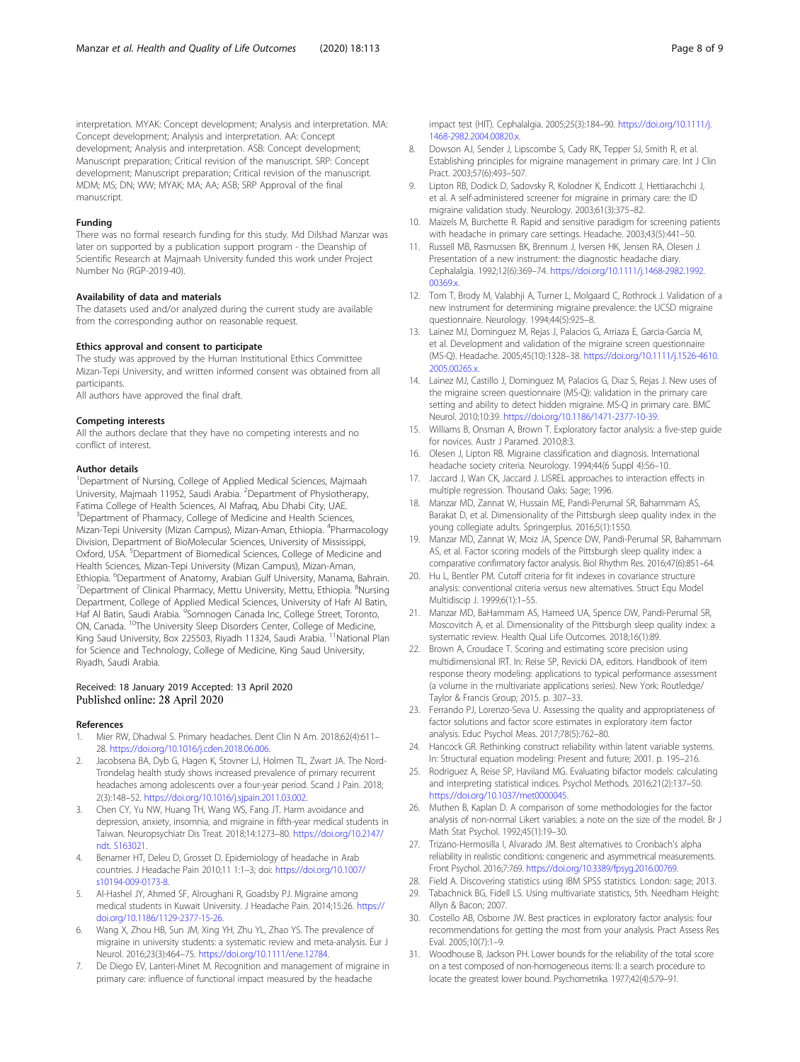interpretation. MYAK: Concept development; Analysis and interpretation. MA: Concept development; Analysis and interpretation. AA: Concept development; Analysis and interpretation. ASB: Concept development; Manuscript preparation; Critical revision of the manuscript. SRP: Concept development; Manuscript preparation; Critical revision of the manuscript. MDM; MS; DN; WW; MYAK; MA; AA; ASB; SRP Approval of the final manuscript.

#### Funding

There was no formal research funding for this study. Md Dilshad Manzar was later on supported by a publication support program - the Deanship of Scientific Research at Majmaah University funded this work under Project Number No (RGP-2019-40).

#### Availability of data and materials

The datasets used and/or analyzed during the current study are available from the corresponding author on reasonable request.

#### Ethics approval and consent to participate

The study was approved by the Human Institutional Ethics Committee Mizan-Tepi University, and written informed consent was obtained from all participants.
All authors have approved the final draft.

#### Competing interests

All the authors declare that they have no competing interests and no conflict of interest.

#### Author details

[1]Department of Nursing, College of Applied Medical Sciences, Majmaah University, Majmaah 11952, Saudi Arabia. [2]Department of Physiotherapy, Fatima College of Health Sciences, Al Mafraq, Abu Dhabi City, UAE. [3]Department of Pharmacy, College of Medicine and Health Sciences, Mizan-Tepi University (Mizan Campus), Mizan-Aman, Ethiopia. [4]Pharmacology Division, Department of BioMolecular Sciences, University of Mississippi, Oxford, USA. [5]Department of Biomedical Sciences, College of Medicine and Health Sciences, Mizan-Tepi University (Mizan Campus), Mizan-Aman, Ethiopia. [6]Department of Anatomy, Arabian Gulf University, Manama, Bahrain. [7]Department of Clinical Pharmacy, Mettu University, Mettu, Ethiopia. [8]Nursing Department, College of Applied Medical Sciences, University of Hafr Al Batin, Haf Al Batin, Saudi Arabia. [9]Somnogen Canada Inc, College Street, Toronto, ON, Canada. [10]The University Sleep Disorders Center, College of Medicine, King Saud University, Box 225503, Riyadh 11324, Saudi Arabia. [11]National Plan for Science and Technology, College of Medicine, King Saud University, Riyadh, Saudi Arabia.

Received: 18 January 2019 Accepted: 13 April 2020
Published online: 28 April 2020

#### References

1. Mier RW, Dhadwal S. Primary headaches. Dent Clin N Am. 2018;62(4):611–28. https://doi.org/10.1016/j.cden.2018.06.006.
2. Jacobsena BA, Dyb G, Hagen K, Stovner LJ, Holmen TL, Zwart JA. The Nord-Trondelag health study shows increased prevalence of primary recurrent headaches among adolescents over a four-year period. Scand J Pain. 2018;2(3):148–52. https://doi.org/10.1016/j.sjpain.2011.03.002.
3. Chen CY, Yu NW, Huang TH, Wang WS, Fang JT. Harm avoidance and depression, anxiety, insomnia, and migraine in fifth-year medical students in Taiwan. Neuropsychiatr Dis Treat. 2018;14:1273–80. https://doi.org/10.2147/ndt. S163021.
4. Benamer HT, Deleu D, Grosset D. Epidemiology of headache in Arab countries. J Headache Pain 2010;11 1:1–3; doi: https://doi.org/10.1007/s10194-009-0173-8.
5. Al-Hashel JY, Ahmed SF, Alroughani R, Goadsby PJ. Migraine among medical students in Kuwait University. J Headache Pain. 2014;15:26. https://doi.org/10.1186/1129-2377-15-26.
6. Wang X, Zhou HB, Sun JM, Xing YH, Zhu YL, Zhao YS. The prevalence of migraine in university students: a systematic review and meta-analysis. Eur J Neurol. 2016;23(3):464–75. https://doi.org/10.1111/ene.12784.
7. De Diego EV, Lanteri-Minet M. Recognition and management of migraine in primary care: influence of functional impact measured by the headache impact test (HIT). Cephalalgia. 2005;25(3):184–90. https://doi.org/10.1111/j.1468-2982.2004.00820.x.
8. Dowson AJ, Sender J, Lipscombe S, Cady RK, Tepper SJ, Smith R, et al. Establishing principles for migraine management in primary care. Int J Clin Pract. 2003;57(6):493–507.
9. Lipton RB, Dodick D, Sadovsky R, Kolodner K, Endicott J, Hettiarachchi J, et al. A self-administered screener for migraine in primary care: the ID migraine validation study. Neurology. 2003;61(3):375–82.
10. Maizels M, Burchette R. Rapid and sensitive paradigm for screening patients with headache in primary care settings. Headache. 2003;43(5):441–50.
11. Russell MB, Rasmussen BK, Brennum J, Iversen HK, Jensen RA, Olesen J. Presentation of a new instrument: the diagnostic headache diary. Cephalalgia. 1992;12(6):369–74. https://doi.org/10.1111/j.1468-2982.1992.00369.x.
12. Tom T, Brody M, Valabhji A, Turner L, Molgaard C, Rothrock J. Validation of a new instrument for determining migraine prevalence: the UCSD migraine questionnaire. Neurology. 1994;44(5):925–8.
13. Lainez MJ, Dominguez M, Rejas J, Palacios G, Arriaza E, Garcia-Garcia M, et al. Development and validation of the migraine screen questionnaire (MS-Q). Headache. 2005;45(10):1328–38. https://doi.org/10.1111/j.1526-4610.2005.00265.x.
14. Lainez MJ, Castillo J, Dominguez M, Palacios G, Diaz S, Rejas J. New uses of the migraine screen questionnaire (MS-Q): validation in the primary care setting and ability to detect hidden migraine. MS-Q in primary care. BMC Neurol. 2010;10:39. https://doi.org/10.1186/1471-2377-10-39.
15. Williams B, Onsman A, Brown T. Exploratory factor analysis: a five-step guide for novices. Austr J Paramed. 2010;8:3.
16. Olesen J, Lipton RB. Migraine classification and diagnosis. International headache society criteria. Neurology. 1994;44(6 Suppl 4):S6–10.
17. Jaccard J, Wan CK, Jaccard J. LISREL approaches to interaction effects in multiple regression. Thousand Oaks: Sage; 1996.
18. Manzar MD, Zannat W, Hussain ME, Pandi-Perumal SR, Bahammam AS, Barakat D, et al. Dimensionality of the Pittsburgh sleep quality index in the young collegiate adults. Springerplus. 2016;5(1):1550.
19. Manzar MD, Zannat W, Moiz JA, Spence DW, Pandi-Perumal SR, Bahammam AS, et al. Factor scoring models of the Pittsburgh sleep quality index: a comparative confirmatory factor analysis. Biol Rhythm Res. 2016;47(6):851–64.
20. Hu L, Bentler PM. Cutoff criteria for fit indexes in covariance structure analysis: conventional criteria versus new alternatives. Struct Equ Model Multidiscip J. 1999;6(1):1–55.
21. Manzar MD, BaHammam AS, Hameed UA, Spence DW, Pandi-Perumal SR, Moscovitch A, et al. Dimensionality of the Pittsburgh sleep quality index: a systematic review. Health Qual Life Outcomes. 2018;16(1):89.
22. Brown A, Croudace T. Scoring and estimating score precision using multidimensional IRT. In: Reise SP, Revicki DA, editors. Handbook of item response theory modeling: applications to typical performance assessment (a volume in the multivariate applications series). New York: Routledge/Taylor & Francis Group; 2015. p. 307–33.
23. Ferrando PJ, Lorenzo-Seva U. Assessing the quality and appropriateness of factor solutions and factor score estimates in exploratory item factor analysis. Educ Psychol Meas. 2017;78(5):762–80.
24. Hancock GR. Rethinking construct reliability within latent variable systems. In: Structural equation modeling: Present and future; 2001. p. 195–216.
25. Rodriguez A, Reise SP, Haviland MG. Evaluating bifactor models: calculating and interpreting statistical indices. Psychol Methods. 2016;21(2):137–50. https://doi.org/10.1037/met0000045.
26. Muthen B, Kaplan D. A comparison of some methodologies for the factor analysis of non-normal Likert variables: a note on the size of the model. Br J Math Stat Psychol. 1992;45(1):19–30.
27. Trizano-Hermosilla I, Alvarado JM. Best alternatives to Cronbach's alpha reliability in realistic conditions: congeneric and asymmetrical measurements. Front Psychol. 2016;7:769. https://doi.org/10.3389/fpsyg.2016.00769.
28. Field A. Discovering statistics using IBM SPSS statistics. London: sage; 2013.
29. Tabachnick BG, Fidell LS. Using multivariate statistics, 5th. Needham Height: Allyn & Bacon; 2007.
30. Costello AB, Osborne JW. Best practices in exploratory factor analysis: four recommendations for getting the most from your analysis. Pract Assess Res Eval. 2005;10(7):1–9.
31. Woodhouse B, Jackson PH. Lower bounds for the reliability of the total score on a test composed of non-homogeneous items: II: a search procedure to locate the greatest lower bound. Psychometrika. 1977;42(4):579–91.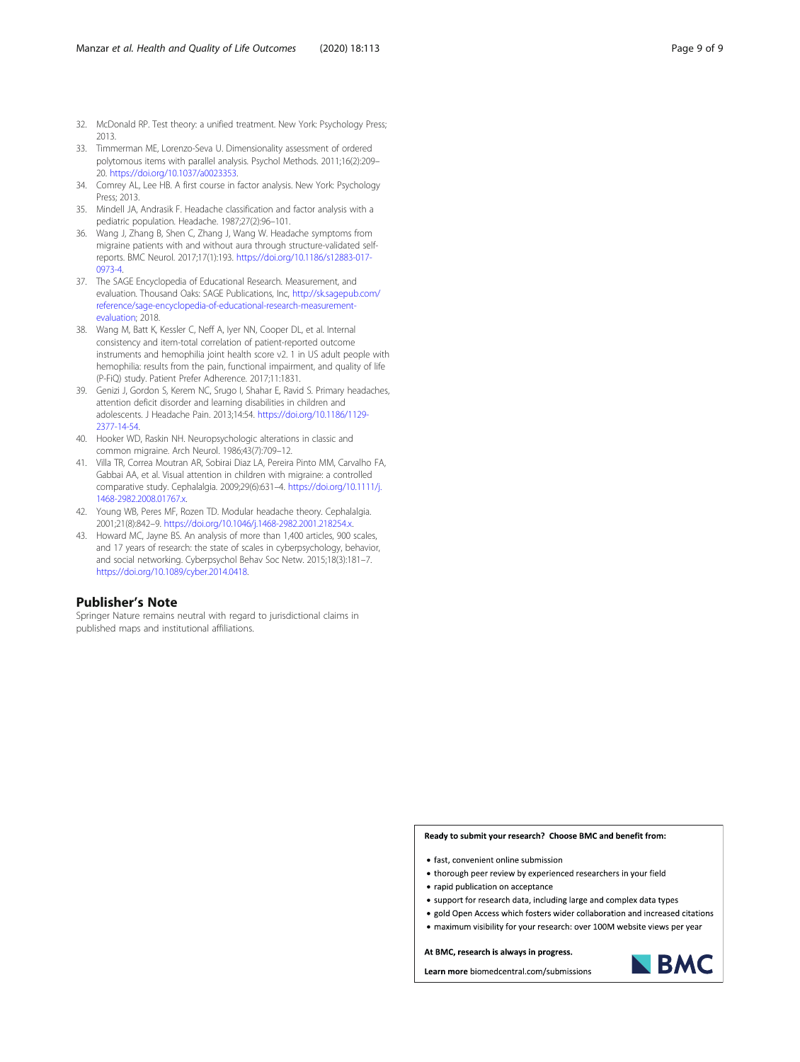32. McDonald RP. Test theory: a unified treatment. New York: Psychology Press; 2013.
33. Timmerman ME, Lorenzo-Seva U. Dimensionality assessment of ordered polytomous items with parallel analysis. Psychol Methods. 2011;16(2):209–20. https://doi.org/10.1037/a0023353.
34. Comrey AL, Lee HB. A first course in factor analysis. New York: Psychology Press; 2013.
35. Mindell JA, Andrasik F. Headache classification and factor analysis with a pediatric population. Headache. 1987;27(2):96–101.
36. Wang J, Zhang B, Shen C, Zhang J, Wang W. Headache symptoms from migraine patients with and without aura through structure-validated self-reports. BMC Neurol. 2017;17(1):193. https://doi.org/10.1186/s12883-017-0973-4.
37. The SAGE Encyclopedia of Educational Research. Measurement, and evaluation. Thousand Oaks: SAGE Publications, Inc, http://sk.sagepub.com/reference/sage-encyclopedia-of-educational-research-measurement-evaluation; 2018.
38. Wang M, Batt K, Kessler C, Neff A, Iyer NN, Cooper DL, et al. Internal consistency and item-total correlation of patient-reported outcome instruments and hemophilia joint health score v2. 1 in US adult people with hemophilia: results from the pain, functional impairment, and quality of life (P-FiQ) study. Patient Prefer Adherence. 2017;11:1831.
39. Genizi J, Gordon S, Kerem NC, Srugo I, Shahar E, Ravid S. Primary headaches, attention deficit disorder and learning disabilities in children and adolescents. J Headache Pain. 2013;14:54. https://doi.org/10.1186/1129-2377-14-54.
40. Hooker WD, Raskin NH. Neuropsychologic alterations in classic and common migraine. Arch Neurol. 1986;43(7):709–12.
41. Villa TR, Correa Moutran AR, Sobirai Diaz LA, Pereira Pinto MM, Carvalho FA, Gabbai AA, et al. Visual attention in children with migraine: a controlled comparative study. Cephalalgia. 2009;29(6):631–4. https://doi.org/10.1111/j.1468-2982.2008.01767.x.
42. Young WB, Peres MF, Rozen TD. Modular headache theory. Cephalalgia. 2001;21(8):842–9. https://doi.org/10.1046/j.1468-2982.2001.218254.x.
43. Howard MC, Jayne BS. An analysis of more than 1,400 articles, 900 scales, and 17 years of research: the state of scales in cyberpsychology, behavior, and social networking. Cyberpsychol Behav Soc Netw. 2015;18(3):181–7. https://doi.org/10.1089/cyber.2014.0418.

## Publisher's Note

Springer Nature remains neutral with regard to jurisdictional claims in published maps and institutional affiliations.

**Ready to submit your research? Choose BMC and benefit from:**

- fast, convenient online submission
- thorough peer review by experienced researchers in your field
- rapid publication on acceptance
- support for research data, including large and complex data types
- gold Open Access which fosters wider collaboration and increased citations
- maximum visibility for your research: over 100M website views per year

**At BMC, research is always in progress.**

**Learn more** biomedcentral.com/submissions

BMC